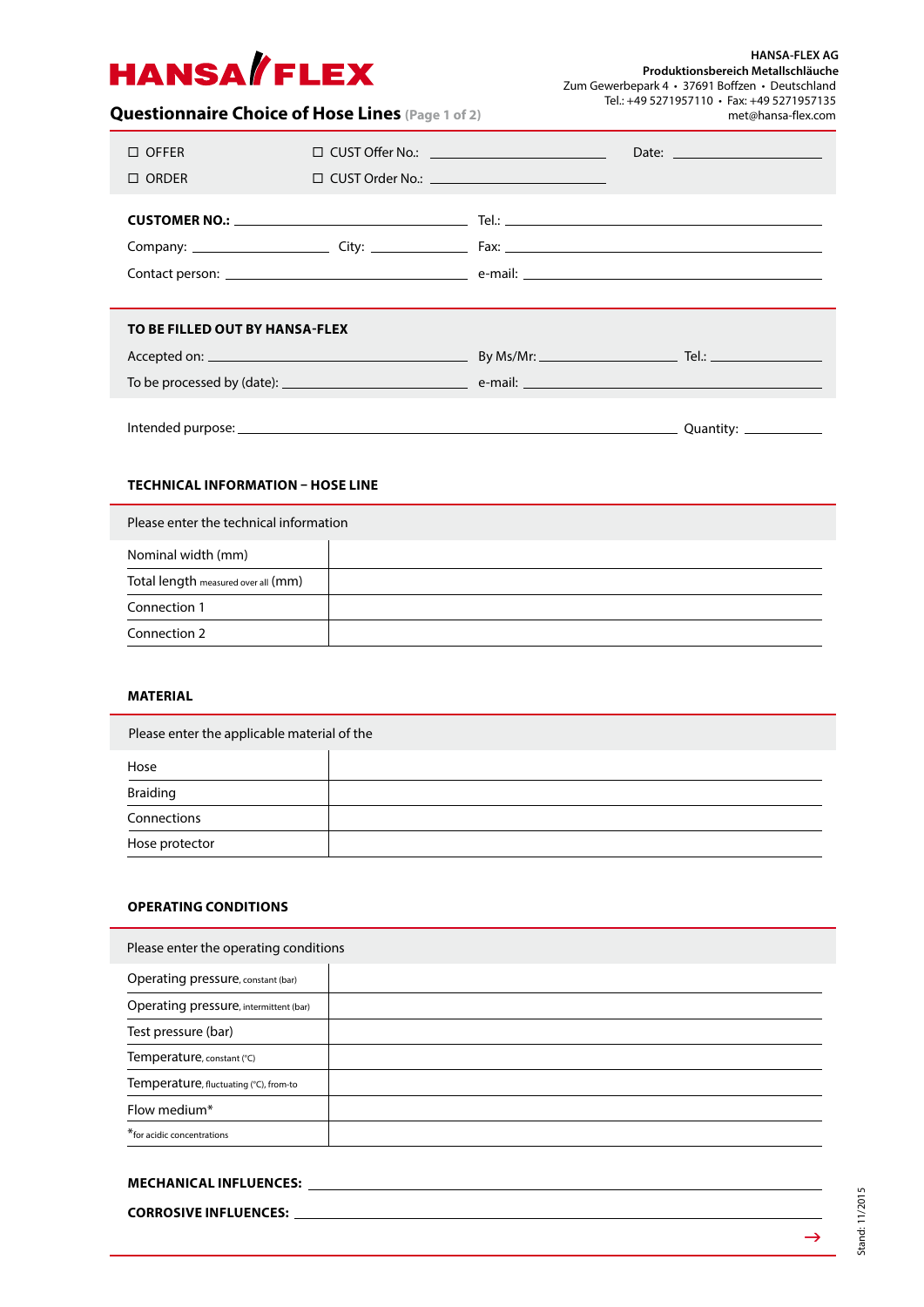HANSA/FLEX

**HANSA-FLEX AG**
**Produktionsbereich Metallschläuche**
Zum Gewerbepark 4 • 37691 Boffzen • Deutschland
Tel.: +49 5271957110 • Fax: +49 5271957135
met@hansa-flex.com

# Questionnaire Choice of Hose Lines (Page 1 of 2)

☐ OFFER ☐ CUST Offer No.: ____________ Date: ____________

☐ ORDER ☐ CUST Order No.: ____________

**CUSTOMER NO.:** ____________ Tel.: ____________

Company: ____________ City: ____________ Fax: ____________

Contact person: ____________ e-mail: ____________

**TO BE FILLED OUT BY HANSA-FLEX**

Accepted on: ____________ By Ms/Mr: ____________ Tel.: ____________

To be processed by (date): ____________ e-mail: ____________

Intended purpose: ____________ Quantity: ____________

## TECHNICAL INFORMATION – HOSE LINE

| Please enter the technical information | |
|---|---|
| Nominal width (mm) | |
| Total length measured over all (mm) | |
| Connection 1 | |
| Connection 2 | |

## MATERIAL

| Please enter the applicable material of the | |
|---|---|
| Hose | |
| Braiding | |
| Connections | |
| Hose protector | |

## OPERATING CONDITIONS

| Please enter the operating conditions | |
|---|---|
| Operating pressure, constant (bar) | |
| Operating pressure, intermittent (bar) | |
| Test pressure (bar) | |
| Temperature, constant (°C) | |
| Temperature, fluctuating (°C), from-to | |
| Flow medium* | |
| *for acidic concentrations | |

**MECHANICAL INFLUENCES:** ____________

**CORROSIVE INFLUENCES:** ____________

→

Stand: 11/2015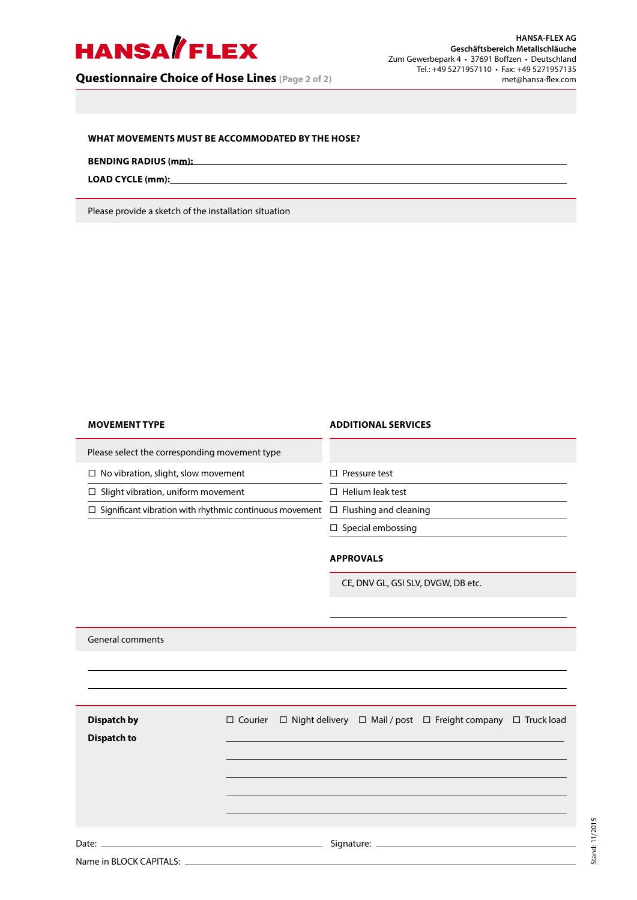**WHAT MOVEMENTS MUST BE ACCOMMODATED BY THE HOSE?**

**BENDING RADIUS (mm):** \_\_\_\_\_\_\_\_\_\_\_\_\_\_\_\_\_\_\_\_\_\_\_\_\_\_\_\_\_\_\_\_\_\_\_\_\_\_\_\_

**LOAD CYCLE (mm):** \_\_\_\_\_\_\_\_\_\_\_\_\_\_\_\_\_\_\_\_\_\_\_\_\_\_\_\_\_\_\_\_\_\_\_\_\_\_\_\_

Please provide a sketch of the installation situation

**MOVEMENT TYPE**

Please select the corresponding movement type

- ☐ No vibration, slight, slow movement
- ☐ Slight vibration, uniform movement
- ☐ Significant vibration with rhythmic continuous movement

**ADDITIONAL SERVICES**

- ☐ Pressure test
- ☐ Helium leak test
- ☐ Flushing and cleaning
- ☐ Special embossing

**APPROVALS**

CE, DNV GL, GSI SLV, DVGW, DB etc.

\_\_\_\_\_\_\_\_\_\_\_\_\_\_\_\_\_\_\_\_\_\_\_\_\_\_\_\_\_\_\_\_\_\_\_\_\_\_\_\_

General comments

\_\_\_\_\_\_\_\_\_\_\_\_\_\_\_\_\_\_\_\_\_\_\_\_\_\_\_\_\_\_\_\_\_\_\_\_\_\_\_\_

\_\_\_\_\_\_\_\_\_\_\_\_\_\_\_\_\_\_\_\_\_\_\_\_\_\_\_\_\_\_\_\_\_\_\_\_\_\_\_\_

**Dispatch by** ☐ Courier ☐ Night delivery ☐ Mail / post ☐ Freight company ☐ Truck load

**Dispatch to** \_\_\_\_\_\_\_\_\_\_\_\_\_\_\_\_\_\_\_\_\_\_\_\_\_\_\_\_\_\_\_\_\_\_\_\_\_\_\_\_

\_\_\_\_\_\_\_\_\_\_\_\_\_\_\_\_\_\_\_\_\_\_\_\_\_\_\_\_\_\_\_\_\_\_\_\_\_\_\_\_

\_\_\_\_\_\_\_\_\_\_\_\_\_\_\_\_\_\_\_\_\_\_\_\_\_\_\_\_\_\_\_\_\_\_\_\_\_\_\_\_

\_\_\_\_\_\_\_\_\_\_\_\_\_\_\_\_\_\_\_\_\_\_\_\_\_\_\_\_\_\_\_\_\_\_\_\_\_\_\_\_

\_\_\_\_\_\_\_\_\_\_\_\_\_\_\_\_\_\_\_\_\_\_\_\_\_\_\_\_\_\_\_\_\_\_\_\_\_\_\_\_

Date: \_\_\_\_\_\_\_\_\_\_\_\_\_\_\_\_\_\_\_\_ Signature: \_\_\_\_\_\_\_\_\_\_\_\_\_\_\_\_\_\_\_\_

Name in BLOCK CAPITALS: \_\_\_\_\_\_\_\_\_\_\_\_\_\_\_\_\_\_\_\_\_\_\_\_\_\_\_\_\_\_\_\_\_\_\_\_\_\_\_\_

Stand: 11/2015